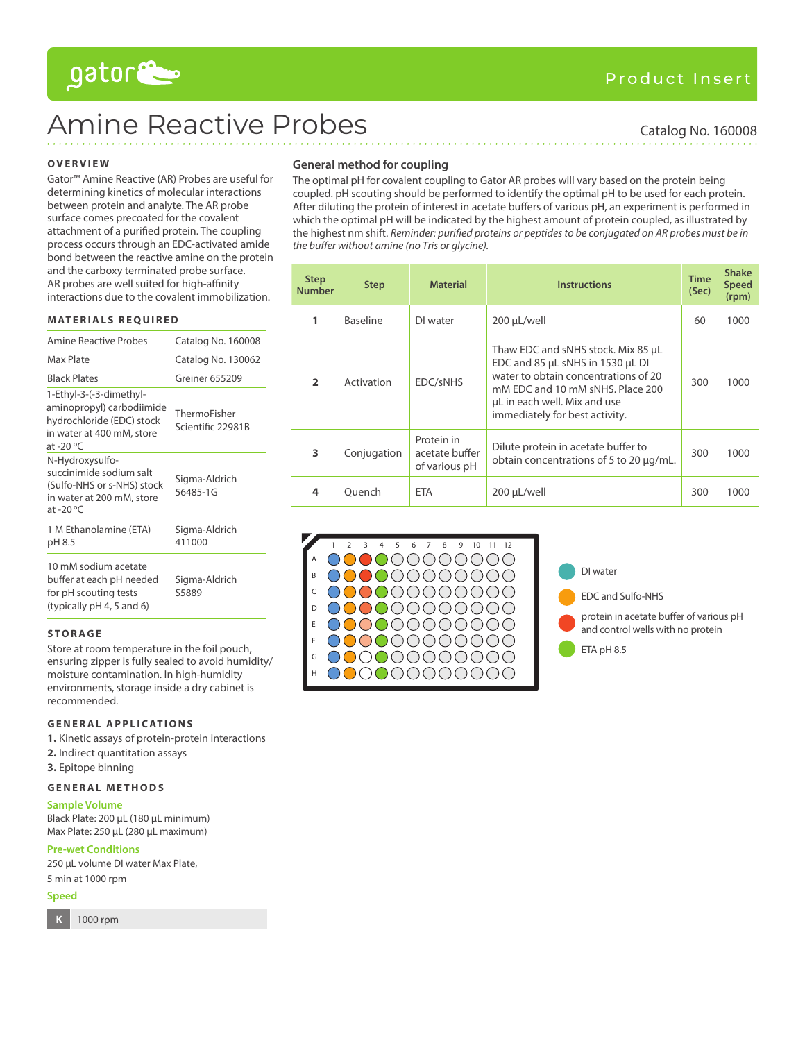# Amine Reactive Probes

Product Insert

Catalog No. 160008

## OVERVIEW

Gator™ Amine Reactive (AR) Probes are useful for determining kinetics of molecular interactions between protein and analyte. The AR probe surface comes precoated for the covalent attachment of a purified protein. The coupling process occurs through an EDC-activated amide bond between the reactive amine on the protein and the carboxy terminated probe surface. AR probes are well suited for high-affinity interactions due to the covalent immobilization.

## MATERIALS REQUIRED

| | |
|---|---|
| Amine Reactive Probes | Catalog No. 160008 |
| Max Plate | Catalog No. 130062 |
| Black Plates | Greiner 655209 |
| 1-Ethyl-3-(-3-dimethyl-aminopropyl) carbodiimide hydrochloride (EDC) stock in water at 400 mM, store at -20 °C | ThermoFisher Scientific 22981B |
| N-Hydroxysulfo-succinimide sodium salt (Sulfo-NHS or s-NHS) stock in water at 200 mM, store at -20 °C | Sigma-Aldrich 56485-1G |
| 1 M Ethanolamine (ETA) pH 8.5 | Sigma-Aldrich 411000 |
| 10 mM sodium acetate buffer at each pH needed for pH scouting tests (typically pH 4, 5 and 6) | Sigma-Aldrich S5889 |

## STORAGE

Store at room temperature in the foil pouch, ensuring zipper is fully sealed to avoid humidity/moisture contamination. In high-humidity environments, storage inside a dry cabinet is recommended.

## GENERAL APPLICATIONS

1. Kinetic assays of protein-protein interactions
2. Indirect quantitation assays
3. Epitope binning

## GENERAL METHODS

### Sample Volume

Black Plate: 200 µL (180 µL minimum)
Max Plate: 250 µL (280 µL maximum)

### Pre-wet Conditions

250 µL volume DI water Max Plate,
5 min at 1000 rpm

### Speed

| K | 1000 rpm |
|---|---|

## General method for coupling

The optimal pH for covalent coupling to Gator AR probes will vary based on the protein being coupled. pH scouting should be performed to identify the optimal pH to be used for each protein. After diluting the protein of interest in acetate buffers of various pH, an experiment is performed in which the optimal pH will be indicated by the highest amount of protein coupled, as illustrated by the highest nm shift. *Reminder: purified proteins or peptides to be conjugated on AR probes must be in the buffer without amine (no Tris or glycine).*

| Step Number | Step | Material | Instructions | Time (Sec) | Shake Speed (rpm) |
|---|---|---|---|---|---|
| 1 | Baseline | DI water | 200 µL/well | 60 | 1000 |
| 2 | Activation | EDC/sNHS | Thaw EDC and sNHS stock. Mix 85 µL EDC and 85 µL sNHS in 1530 µL DI water to obtain concentrations of 20 mM EDC and 10 mM sNHS. Place 200 µL in each well. Mix and use immediately for best activity. | 300 | 1000 |
| 3 | Conjugation | Protein in acetate buffer of various pH | Dilute protein in acetate buffer to obtain concentrations of 5 to 20 µg/mL. | 300 | 1000 |
| 4 | Quench | ETA | 200 µL/well | 300 | 1000 |

- DI water
- EDC and Sulfo-NHS
- protein in acetate buffer of various pH and control wells with no protein
- ETA pH 8.5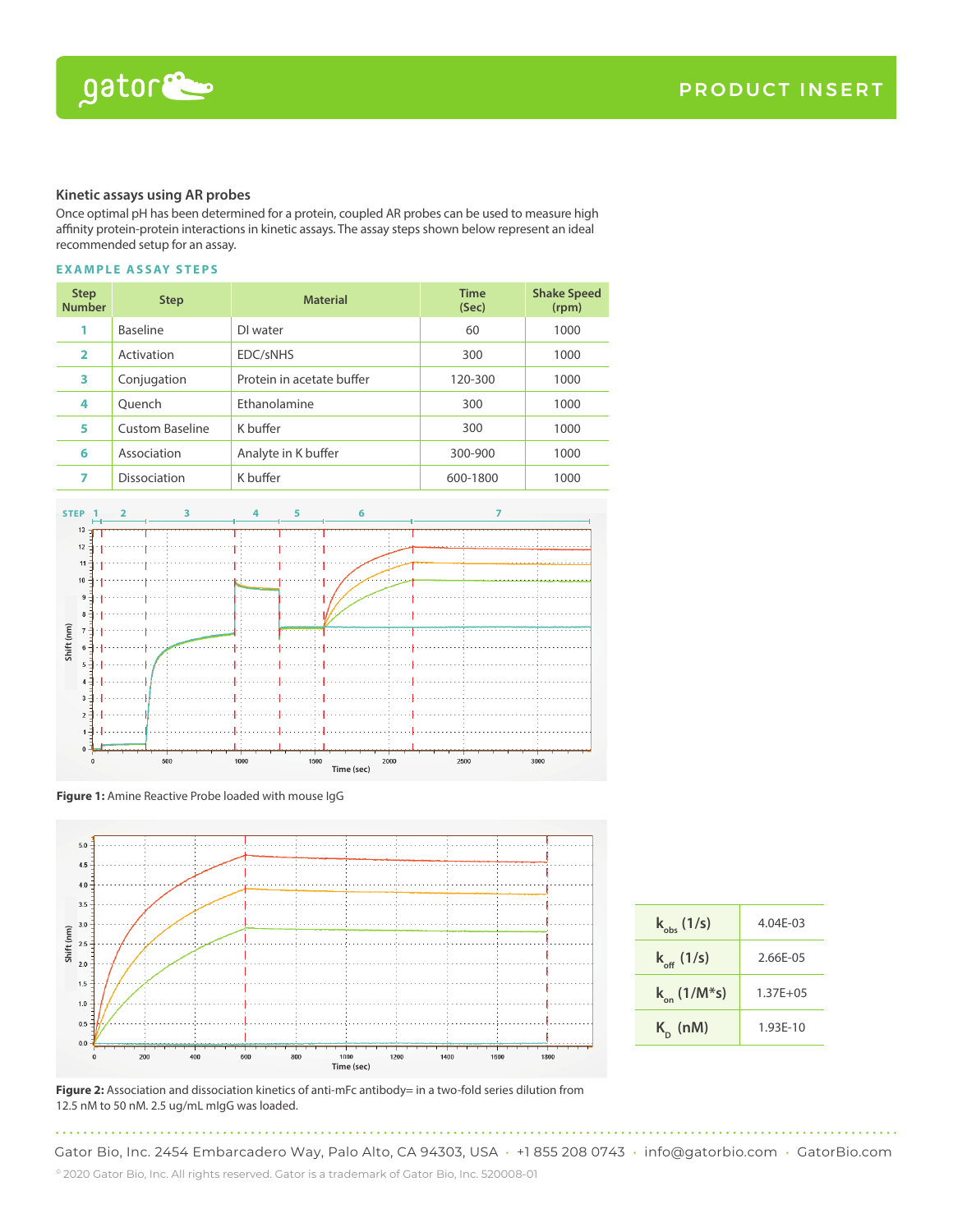## Kinetic assays using AR probes

Once optimal pH has been determined for a protein, coupled AR probes can be used to measure high affinity protein-protein interactions in kinetic assays. The assay steps shown below represent an ideal recommended setup for an assay.

### EXAMPLE ASSAY STEPS

| Step Number | Step | Material | Time (Sec) | Shake Speed (rpm) |
|---|---|---|---|---|
| 1 | Baseline | DI water | 60 | 1000 |
| 2 | Activation | EDC/sNHS | 300 | 1000 |
| 3 | Conjugation | Protein in acetate buffer | 120-300 | 1000 |
| 4 | Quench | Ethanolamine | 300 | 1000 |
| 5 | Custom Baseline | K buffer | 300 | 1000 |
| 6 | Association | Analyte in K buffer | 300-900 | 1000 |
| 7 | Dissociation | K buffer | 600-1800 | 1000 |

STEP 1 2 3 4 5 6 7

Shift (nm)

Time (sec)

**Figure 1:** Amine Reactive Probe loaded with mouse IgG

Shift (nm)

Time (sec)

**Figure 2:** Association and dissociation kinetics of anti-mFc antibody= in a two-fold series dilution from 12.5 nM to 50 nM. 2.5 ug/mL mIgG was loaded.

| | |
|---|---|
| $k_{obs}$ (1/s) | 4.04E-03 |
| $k_{off}$ (1/s) | 2.66E-05 |
| $k_{on}$ (1/M*s) | 1.37E+05 |
| $K_D$ (nM) | 1.93E-10 |

Gator Bio, Inc. 2454 Embarcadero Way, Palo Alto, CA 94303, USA · +1 855 208 0743 · info@gatorbio.com · GatorBio.com

© 2020 Gator Bio, Inc. All rights reserved. Gator is a trademark of Gator Bio, Inc. 520008-01